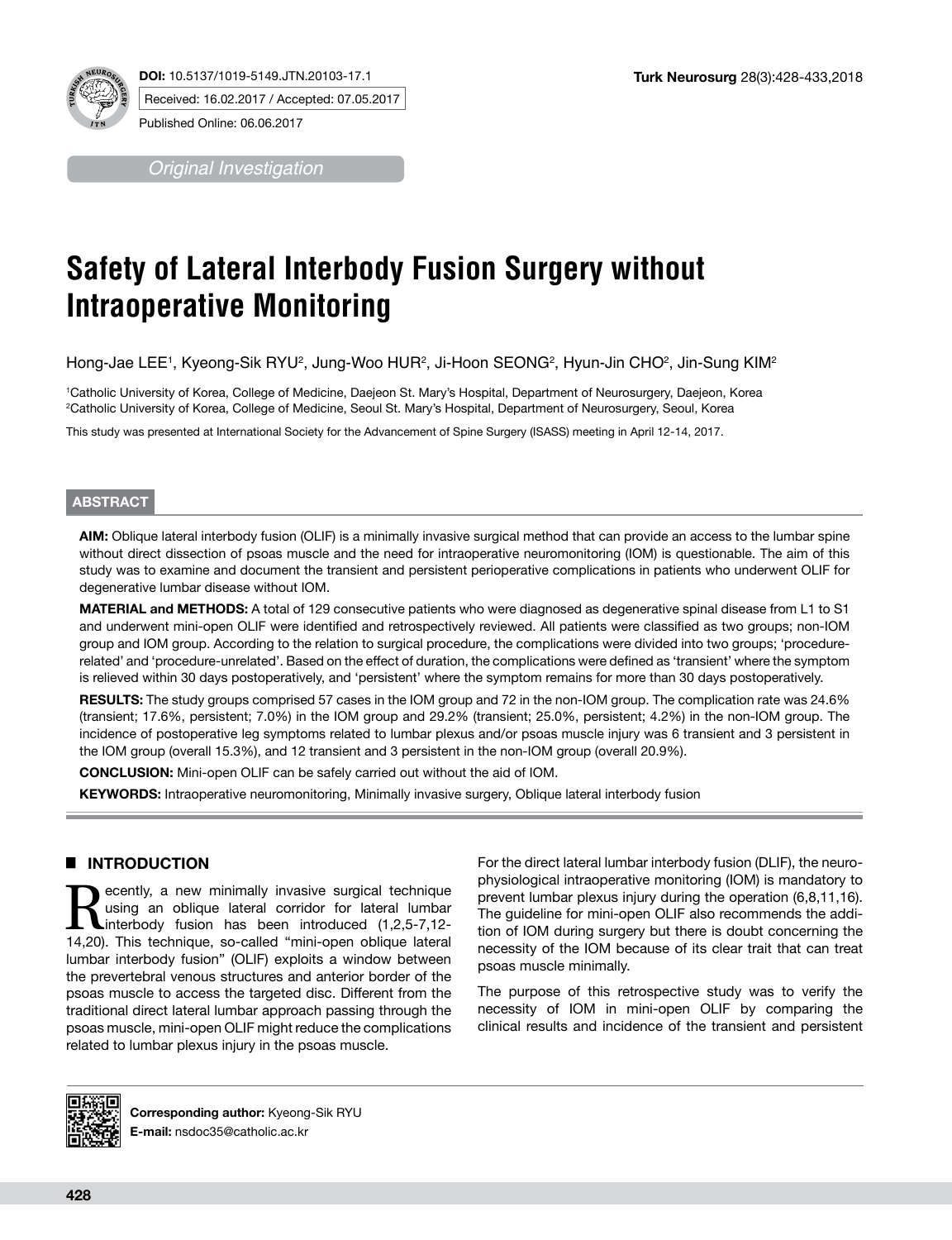**DOI:** 10.5137/1019-5149.JTN.20103-17.1

Received: 16.02.2017 / Accepted: 07.05.2017

Published Online: 06.06.2017

*Original Investigation*

# Safety of Lateral Interbody Fusion Surgery without Intraoperative Monitoring

Hong-Jae LEE[1], Kyeong-Sik RYU[2], Jung-Woo HUR[2], Ji-Hoon SEONG[2], Hyun-Jin CHO[2], Jin-Sung KIM[2]

[1]Catholic University of Korea, College of Medicine, Daejeon St. Mary's Hospital, Department of Neurosurgery, Daejeon, Korea
[2]Catholic University of Korea, College of Medicine, Seoul St. Mary's Hospital, Department of Neurosurgery, Seoul, Korea

This study was presented at International Society for the Advancement of Spine Surgery (ISASS) meeting in April 12-14, 2017.

## ABSTRACT

**AIM:** Oblique lateral interbody fusion (OLIF) is a minimally invasive surgical method that can provide an access to the lumbar spine without direct dissection of psoas muscle and the need for intraoperative neuromonitoring (IOM) is questionable. The aim of this study was to examine and document the transient and persistent perioperative complications in patients who underwent OLIF for degenerative lumbar disease without IOM.

**MATERIAL and METHODS:** A total of 129 consecutive patients who were diagnosed as degenerative spinal disease from L1 to S1 and underwent mini-open OLIF were identified and retrospectively reviewed. All patients were classified as two groups; non-IOM group and IOM group. According to the relation to surgical procedure, the complications were divided into two groups; 'procedure-related' and 'procedure-unrelated'. Based on the effect of duration, the complications were defined as 'transient' where the symptom is relieved within 30 days postoperatively, and 'persistent' where the symptom remains for more than 30 days postoperatively.

**RESULTS:** The study groups comprised 57 cases in the IOM group and 72 in the non-IOM group. The complication rate was 24.6% (transient; 17.6%, persistent; 7.0%) in the IOM group and 29.2% (transient; 25.0%, persistent; 4.2%) in the non-IOM group. The incidence of postoperative leg symptoms related to lumbar plexus and/or psoas muscle injury was 6 transient and 3 persistent in the IOM group (overall 15.3%), and 12 transient and 3 persistent in the non-IOM group (overall 20.9%).

**CONCLUSION:** Mini-open OLIF can be safely carried out without the aid of IOM.

**KEYWORDS:** Intraoperative neuromonitoring, Minimally invasive surgery, Oblique lateral interbody fusion

## ■ INTRODUCTION

Recently, a new minimally invasive surgical technique using an oblique lateral corridor for lateral lumbar interbody fusion has been introduced (1,2,5-7,12-14,20). This technique, so-called "mini-open oblique lateral lumbar interbody fusion" (OLIF) exploits a window between the prevertebral venous structures and anterior border of the psoas muscle to access the targeted disc. Different from the traditional direct lateral lumbar approach passing through the psoas muscle, mini-open OLIF might reduce the complications related to lumbar plexus injury in the psoas muscle.

For the direct lateral lumbar interbody fusion (DLIF), the neurophysiological intraoperative monitoring (IOM) is mandatory to prevent lumbar plexus injury during the operation (6,8,11,16). The guideline for mini-open OLIF also recommends the addition of IOM during surgery but there is doubt concerning the necessity of the IOM because of its clear trait that can treat psoas muscle minimally.

The purpose of this retrospective study was to verify the necessity of IOM in mini-open OLIF by comparing the clinical results and incidence of the transient and persistent

**Corresponding author:** Kyeong-Sik RYU
**E-mail:** nsdoc35@catholic.ac.kr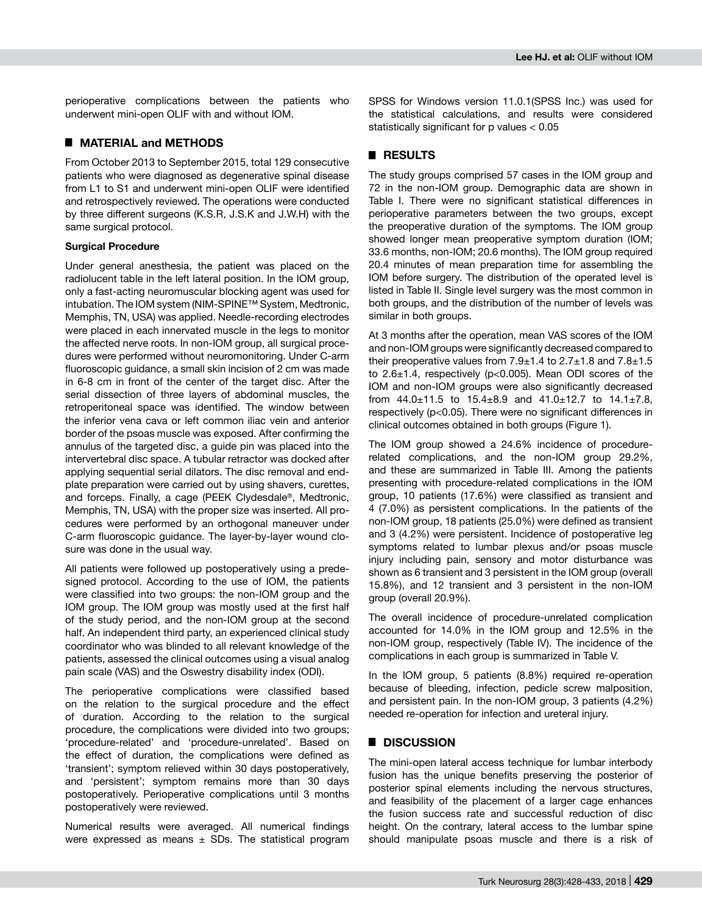perioperative complications between the patients who underwent mini-open OLIF with and without IOM.

## MATERIAL and METHODS

From October 2013 to September 2015, total 129 consecutive patients who were diagnosed as degenerative spinal disease from L1 to S1 and underwent mini-open OLIF were identified and retrospectively reviewed. The operations were conducted by three different surgeons (K.S.R, J.S.K and J.W.H) with the same surgical protocol.

### Surgical Procedure

Under general anesthesia, the patient was placed on the radiolucent table in the left lateral position. In the IOM group, only a fast-acting neuromuscular blocking agent was used for intubation. The IOM system (NIM-SPINE™ System, Medtronic, Memphis, TN, USA) was applied. Needle-recording electrodes were placed in each innervated muscle in the legs to monitor the affected nerve roots. In non-IOM group, all surgical procedures were performed without neuromonitoring. Under C-arm fluoroscopic guidance, a small skin incision of 2 cm was made in 6-8 cm in front of the center of the target disc. After the serial dissection of three layers of abdominal muscles, the retroperitoneal space was identified. The window between the inferior vena cava or left common iliac vein and anterior border of the psoas muscle was exposed. After confirming the annulus of the targeted disc, a guide pin was placed into the intervertebral disc space. A tubular retractor was docked after applying sequential serial dilators. The disc removal and endplate preparation were carried out by using shavers, curettes, and forceps. Finally, a cage (PEEK Clydesdale®, Medtronic, Memphis, TN, USA) with the proper size was inserted. All procedures were performed by an orthogonal maneuver under C-arm fluoroscopic guidance. The layer-by-layer wound closure was done in the usual way.

All patients were followed up postoperatively using a predesigned protocol. According to the use of IOM, the patients were classified into two groups: the non-IOM group and the IOM group. The IOM group was mostly used at the first half of the study period, and the non-IOM group at the second half. An independent third party, an experienced clinical study coordinator who was blinded to all relevant knowledge of the patients, assessed the clinical outcomes using a visual analog pain scale (VAS) and the Oswestry disability index (ODI).

The perioperative complications were classified based on the relation to the surgical procedure and the effect of duration. According to the relation to the surgical procedure, the complications were divided into two groups; 'procedure-related' and 'procedure-unrelated'. Based on the effect of duration, the complications were defined as 'transient'; symptom relieved within 30 days postoperatively, and 'persistent'; symptom remains more than 30 days postoperatively. Perioperative complications until 3 months postoperatively were reviewed.

Numerical results were averaged. All numerical findings were expressed as means ± SDs. The statistical program SPSS for Windows version 11.0.1(SPSS Inc.) was used for the statistical calculations, and results were considered statistically significant for p values $< 0.05$

## RESULTS

The study groups comprised 57 cases in the IOM group and 72 in the non-IOM group. Demographic data are shown in Table I. There were no significant statistical differences in perioperative parameters between the two groups, except the preoperative duration of the symptoms. The IOM group showed longer mean preoperative symptom duration (IOM; 33.6 months, non-IOM; 20.6 months). The IOM group required 20.4 minutes of mean preparation time for assembling the IOM before surgery. The distribution of the operated level is listed in Table II. Single level surgery was the most common in both groups, and the distribution of the number of levels was similar in both groups.

At 3 months after the operation, mean VAS scores of the IOM and non-IOM groups were significantly decreased compared to their preoperative values from 7.9±1.4 to 2.7±1.8 and 7.8±1.5 to 2.6±1.4, respectively ($p<0.005$). Mean ODI scores of the IOM and non-IOM groups were also significantly decreased from 44.0±11.5 to 15.4±8.9 and 41.0±12.7 to 14.1±7.8, respectively ($p<0.05$). There were no significant differences in clinical outcomes obtained in both groups (Figure 1).

The IOM group showed a 24.6% incidence of procedure-related complications, and the non-IOM group 29.2%, and these are summarized in Table III. Among the patients presenting with procedure-related complications in the IOM group, 10 patients (17.6%) were classified as transient and 4 (7.0%) as persistent complications. In the patients of the non-IOM group, 18 patients (25.0%) were defined as transient and 3 (4.2%) were persistent. Incidence of postoperative leg symptoms related to lumbar plexus and/or psoas muscle injury including pain, sensory and motor disturbance was shown as 6 transient and 3 persistent in the IOM group (overall 15.8%), and 12 transient and 3 persistent in the non-IOM group (overall 20.9%).

The overall incidence of procedure-unrelated complication accounted for 14.0% in the IOM group and 12.5% in the non-IOM group, respectively (Table IV). The incidence of the complications in each group is summarized in Table V.

In the IOM group, 5 patients (8.8%) required re-operation because of bleeding, infection, pedicle screw malposition, and persistent pain. In the non-IOM group, 3 patients (4.2%) needed re-operation for infection and ureteral injury.

## DISCUSSION

The mini-open lateral access technique for lumbar interbody fusion has the unique benefits preserving the posterior of posterior spinal elements including the nervous structures, and feasibility of the placement of a larger cage enhances the fusion success rate and successful reduction of disc height. On the contrary, lateral access to the lumbar spine should manipulate psoas muscle and there is a risk of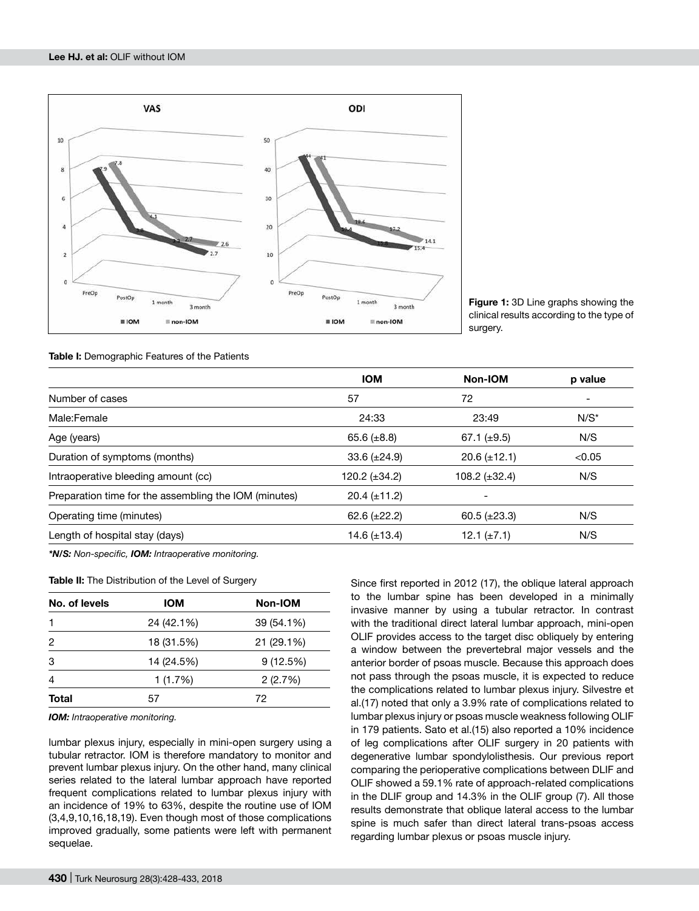Figure 1: 3D Line graphs showing the clinical results according to the type of surgery.

**Table I:** Demographic Features of the Patients

| | IOM | Non-IOM | p value |
|---|---|---|---|
| Number of cases | 57 | 72 | - |
| Male:Female | 24:33 | 23:49 | N/S* |
| Age (years) | 65.6 (±8.8) | 67.1 (±9.5) | N/S |
| Duration of symptoms (months) | 33.6 (±24.9) | 20.6 (±12.1) | <0.05 |
| Intraoperative bleeding amount (cc) | 120.2 (±34.2) | 108.2 (±32.4) | N/S |
| Preparation time for the assembling the IOM (minutes) | 20.4 (±11.2) | - | |
| Operating time (minutes) | 62.6 (±22.2) | 60.5 (±23.3) | N/S |
| Length of hospital stay (days) | 14.6 (±13.4) | 12.1 (±7.1) | N/S |

***N/S:** Non-specific, **IOM:** Intraoperative monitoring.*

**Table II:** The Distribution of the Level of Surgery

| No. of levels | IOM | Non-IOM |
|---|---|---|
| 1 | 24 (42.1%) | 39 (54.1%) |
| 2 | 18 (31.5%) | 21 (29.1%) |
| 3 | 14 (24.5%) | 9 (12.5%) |
| 4 | 1 (1.7%) | 2 (2.7%) |
| **Total** | 57 | 72 |

***IOM:** Intraoperative monitoring.*

lumbar plexus injury, especially in mini-open surgery using a tubular retractor. IOM is therefore mandatory to monitor and prevent lumbar plexus injury. On the other hand, many clinical series related to the lateral lumbar approach have reported frequent complications related to lumbar plexus injury with an incidence of 19% to 63%, despite the routine use of IOM (3,4,9,10,16,18,19). Even though most of those complications improved gradually, some patients were left with permanent sequelae.

Since first reported in 2012 (17), the oblique lateral approach to the lumbar spine has been developed in a minimally invasive manner by using a tubular retractor. In contrast with the traditional direct lateral lumbar approach, mini-open OLIF provides access to the target disc obliquely by entering a window between the prevertebral major vessels and the anterior border of psoas muscle. Because this approach does not pass through the psoas muscle, it is expected to reduce the complications related to lumbar plexus injury. Silvestre et al.(17) noted that only a 3.9% rate of complications related to lumbar plexus injury or psoas muscle weakness following OLIF in 179 patients. Sato et al.(15) also reported a 10% incidence of leg complications after OLIF surgery in 20 patients with degenerative lumbar spondylolisthesis. Our previous report comparing the perioperative complications between DLIF and OLIF showed a 59.1% rate of approach-related complications in the DLIF group and 14.3% in the OLIF group (7). All those results demonstrate that oblique lateral access to the lumbar spine is much safer than direct lateral trans-psoas access regarding lumbar plexus or psoas muscle injury.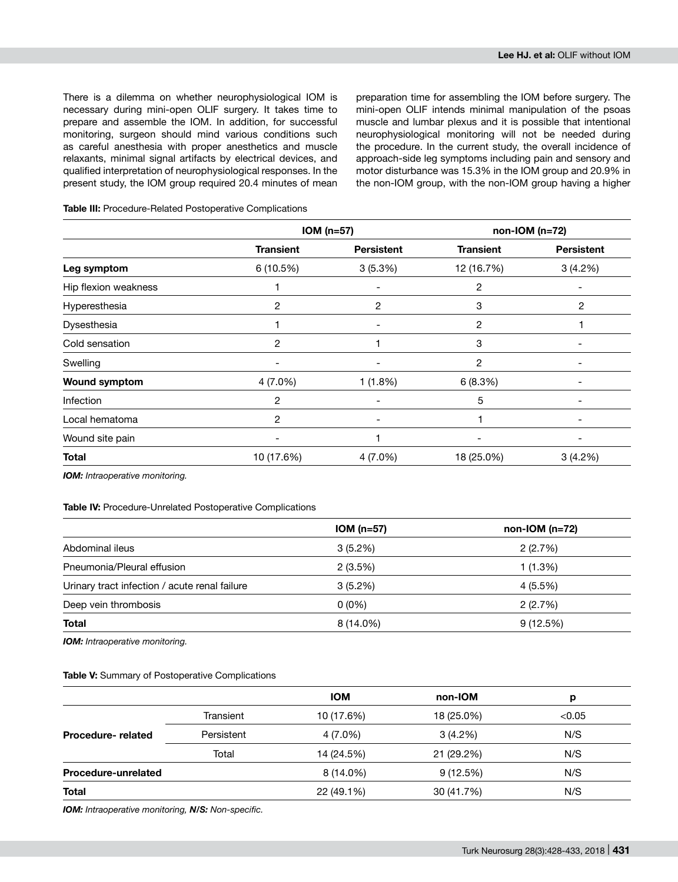There is a dilemma on whether neurophysiological IOM is necessary during mini-open OLIF surgery. It takes time to prepare and assemble the IOM. In addition, for successful monitoring, surgeon should mind various conditions such as careful anesthesia with proper anesthetics and muscle relaxants, minimal signal artifacts by electrical devices, and qualified interpretation of neurophysiological responses. In the present study, the IOM group required 20.4 minutes of mean preparation time for assembling the IOM before surgery. The mini-open OLIF intends minimal manipulation of the psoas muscle and lumbar plexus and it is possible that intentional neurophysiological monitoring will not be needed during the procedure. In the current study, the overall incidence of approach-side leg symptoms including pain and sensory and motor disturbance was 15.3% in the IOM group and 20.9% in the non-IOM group, with the non-IOM group having a higher

**Table III:** Procedure-Related Postoperative Complications

| | IOM (n=57) | | non-IOM (n=72) | |
|---|---|---|---|---|
| | **Transient** | **Persistent** | **Transient** | **Persistent** |
| **Leg symptom** | 6 (10.5%) | 3 (5.3%) | 12 (16.7%) | 3 (4.2%) |
| Hip flexion weakness | 1 | - | 2 | - |
| Hyperesthesia | 2 | 2 | 3 | 2 |
| Dysesthesia | 1 | - | 2 | 1 |
| Cold sensation | 2 | 1 | 3 | - |
| Swelling | - | - | 2 | - |
| **Wound symptom** | 4 (7.0%) | 1 (1.8%) | 6 (8.3%) | - |
| Infection | 2 | - | 5 | - |
| Local hematoma | 2 | - | 1 | - |
| Wound site pain | - | 1 | - | - |
| **Total** | 10 (17.6%) | 4 (7.0%) | 18 (25.0%) | 3 (4.2%) |

***IOM:** Intraoperative monitoring.*

**Table IV:** Procedure-Unrelated Postoperative Complications

| | IOM (n=57) | non-IOM (n=72) |
|---|---|---|
| Abdominal ileus | 3 (5.2%) | 2 (2.7%) |
| Pneumonia/Pleural effusion | 2 (3.5%) | 1 (1.3%) |
| Urinary tract infection / acute renal failure | 3 (5.2%) | 4 (5.5%) |
| Deep vein thrombosis | 0 (0%) | 2 (2.7%) |
| **Total** | 8 (14.0%) | 9 (12.5%) |

***IOM:** Intraoperative monitoring.*

**Table V:** Summary of Postoperative Complications

| | | IOM | non-IOM | p |
|---|---|---|---|---|
| **Procedure- related** | Transient | 10 (17.6%) | 18 (25.0%) | <0.05 |
| | Persistent | 4 (7.0%) | 3 (4.2%) | N/S |
| | Total | 14 (24.5%) | 21 (29.2%) | N/S |
| **Procedure-unrelated** | | 8 (14.0%) | 9 (12.5%) | N/S |
| **Total** | | 22 (49.1%) | 30 (41.7%) | N/S |

***IOM:** Intraoperative monitoring, **N/S:** Non-specific.*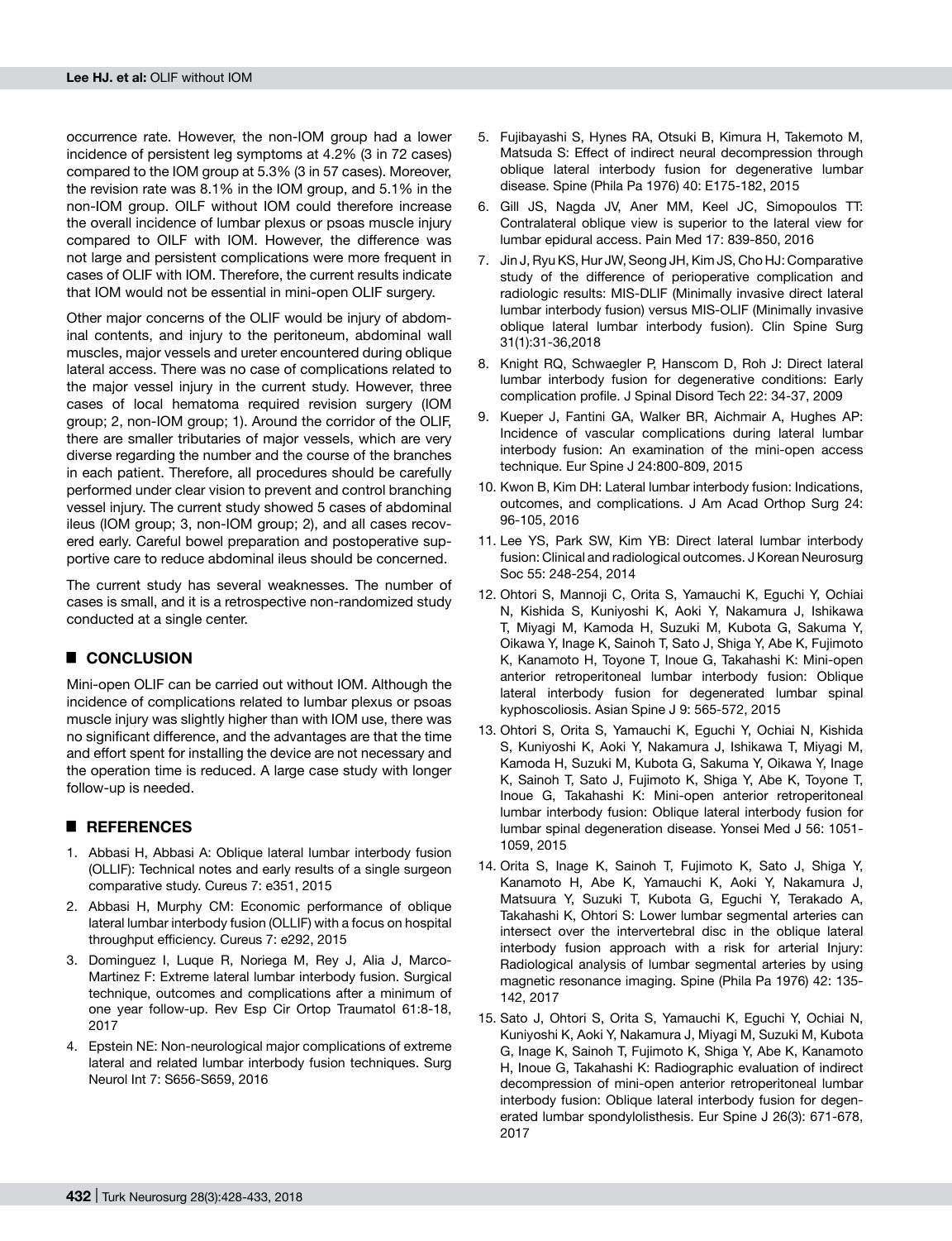occurrence rate. However, the non-IOM group had a lower incidence of persistent leg symptoms at 4.2% (3 in 72 cases) compared to the IOM group at 5.3% (3 in 57 cases). Moreover, the revision rate was 8.1% in the IOM group, and 5.1% in the non-IOM group. OILF without IOM could therefore increase the overall incidence of lumbar plexus or psoas muscle injury compared to OILF with IOM. However, the difference was not large and persistent complications were more frequent in cases of OLIF with IOM. Therefore, the current results indicate that IOM would not be essential in mini-open OLIF surgery.

Other major concerns of the OLIF would be injury of abdominal contents, and injury to the peritoneum, abdominal wall muscles, major vessels and ureter encountered during oblique lateral access. There was no case of complications related to the major vessel injury in the current study. However, three cases of local hematoma required revision surgery (IOM group; 2, non-IOM group; 1). Around the corridor of the OLIF, there are smaller tributaries of major vessels, which are very diverse regarding the number and the course of the branches in each patient. Therefore, all procedures should be carefully performed under clear vision to prevent and control branching vessel injury. The current study showed 5 cases of abdominal ileus (IOM group; 3, non-IOM group; 2), and all cases recovered early. Careful bowel preparation and postoperative supportive care to reduce abdominal ileus should be concerned.

The current study has several weaknesses. The number of cases is small, and it is a retrospective non-randomized study conducted at a single center.

## CONCLUSION

Mini-open OLIF can be carried out without IOM. Although the incidence of complications related to lumbar plexus or psoas muscle injury was slightly higher than with IOM use, there was no significant difference, and the advantages are that the time and effort spent for installing the device are not necessary and the operation time is reduced. A large case study with longer follow-up is needed.

## REFERENCES

1. Abbasi H, Abbasi A: Oblique lateral lumbar interbody fusion (OLLIF): Technical notes and early results of a single surgeon comparative study. Cureus 7: e351, 2015
2. Abbasi H, Murphy CM: Economic performance of oblique lateral lumbar interbody fusion (OLLIF) with a focus on hospital throughput efficiency. Cureus 7: e292, 2015
3. Dominguez I, Luque R, Noriega M, Rey J, Alia J, Marco-Martinez F: Extreme lateral lumbar interbody fusion. Surgical technique, outcomes and complications after a minimum of one year follow-up. Rev Esp Cir Ortop Traumatol 61:8-18, 2017
4. Epstein NE: Non-neurological major complications of extreme lateral and related lumbar interbody fusion techniques. Surg Neurol Int 7: S656-S659, 2016
5. Fujibayashi S, Hynes RA, Otsuki B, Kimura H, Takemoto M, Matsuda S: Effect of indirect neural decompression through oblique lateral interbody fusion for degenerative lumbar disease. Spine (Phila Pa 1976) 40: E175-182, 2015
6. Gill JS, Nagda JV, Aner MM, Keel JC, Simopoulos TT: Contralateral oblique view is superior to the lateral view for lumbar epidural access. Pain Med 17: 839-850, 2016
7. Jin J, Ryu KS, Hur JW, Seong JH, Kim JS, Cho HJ: Comparative study of the difference of perioperative complication and radiologic results: MIS-DLIF (Minimally invasive direct lateral lumbar interbody fusion) versus MIS-OLIF (Minimally invasive oblique lateral lumbar interbody fusion). Clin Spine Surg 31(1):31-36,2018
8. Knight RQ, Schwaegler P, Hanscom D, Roh J: Direct lateral lumbar interbody fusion for degenerative conditions: Early complication profile. J Spinal Disord Tech 22: 34-37, 2009
9. Kueper J, Fantini GA, Walker BR, Aichmair A, Hughes AP: Incidence of vascular complications during lateral lumbar interbody fusion: An examination of the mini-open access technique. Eur Spine J 24:800-809, 2015
10. Kwon B, Kim DH: Lateral lumbar interbody fusion: Indications, outcomes, and complications. J Am Acad Orthop Surg 24: 96-105, 2016
11. Lee YS, Park SW, Kim YB: Direct lateral lumbar interbody fusion: Clinical and radiological outcomes. J Korean Neurosurg Soc 55: 248-254, 2014
12. Ohtori S, Mannoji C, Orita S, Yamauchi K, Eguchi Y, Ochiai N, Kishida S, Kuniyoshi K, Aoki Y, Nakamura J, Ishikawa T, Miyagi M, Kamoda H, Suzuki M, Kubota G, Sakuma Y, Oikawa Y, Inage K, Sainoh T, Sato J, Shiga Y, Abe K, Fujimoto K, Kanamoto H, Toyone T, Inoue G, Takahashi K: Mini-open anterior retroperitoneal lumbar interbody fusion: Oblique lateral interbody fusion for degenerated lumbar spinal kyphoscoliosis. Asian Spine J 9: 565-572, 2015
13. Ohtori S, Orita S, Yamauchi K, Eguchi Y, Ochiai N, Kishida S, Kuniyoshi K, Aoki Y, Nakamura J, Ishikawa T, Miyagi M, Kamoda H, Suzuki M, Kubota G, Sakuma Y, Oikawa Y, Inage K, Sainoh T, Sato J, Fujimoto K, Shiga Y, Abe K, Toyone T, Inoue G, Takahashi K: Mini-open anterior retroperitoneal lumbar interbody fusion: Oblique lateral interbody fusion for lumbar spinal degeneration disease. Yonsei Med J 56: 1051-1059, 2015
14. Orita S, Inage K, Sainoh T, Fujimoto K, Sato J, Shiga Y, Kanamoto H, Abe K, Yamauchi K, Aoki Y, Nakamura J, Matsuura Y, Suzuki T, Kubota G, Eguchi Y, Terakado A, Takahashi K, Ohtori S: Lower lumbar segmental arteries can intersect over the intervertebral disc in the oblique lateral interbody fusion approach with a risk for arterial Injury: Radiological analysis of lumbar segmental arteries by using magnetic resonance imaging. Spine (Phila Pa 1976) 42: 135-142, 2017
15. Sato J, Ohtori S, Orita S, Yamauchi K, Eguchi Y, Ochiai N, Kuniyoshi K, Aoki Y, Nakamura J, Miyagi M, Suzuki M, Kubota G, Inage K, Sainoh T, Fujimoto K, Shiga Y, Abe K, Kanamoto H, Inoue G, Takahashi K: Radiographic evaluation of indirect decompression of mini-open anterior retroperitoneal lumbar interbody fusion: Oblique lateral interbody fusion for degenerated lumbar spondylolisthesis. Eur Spine J 26(3): 671-678, 2017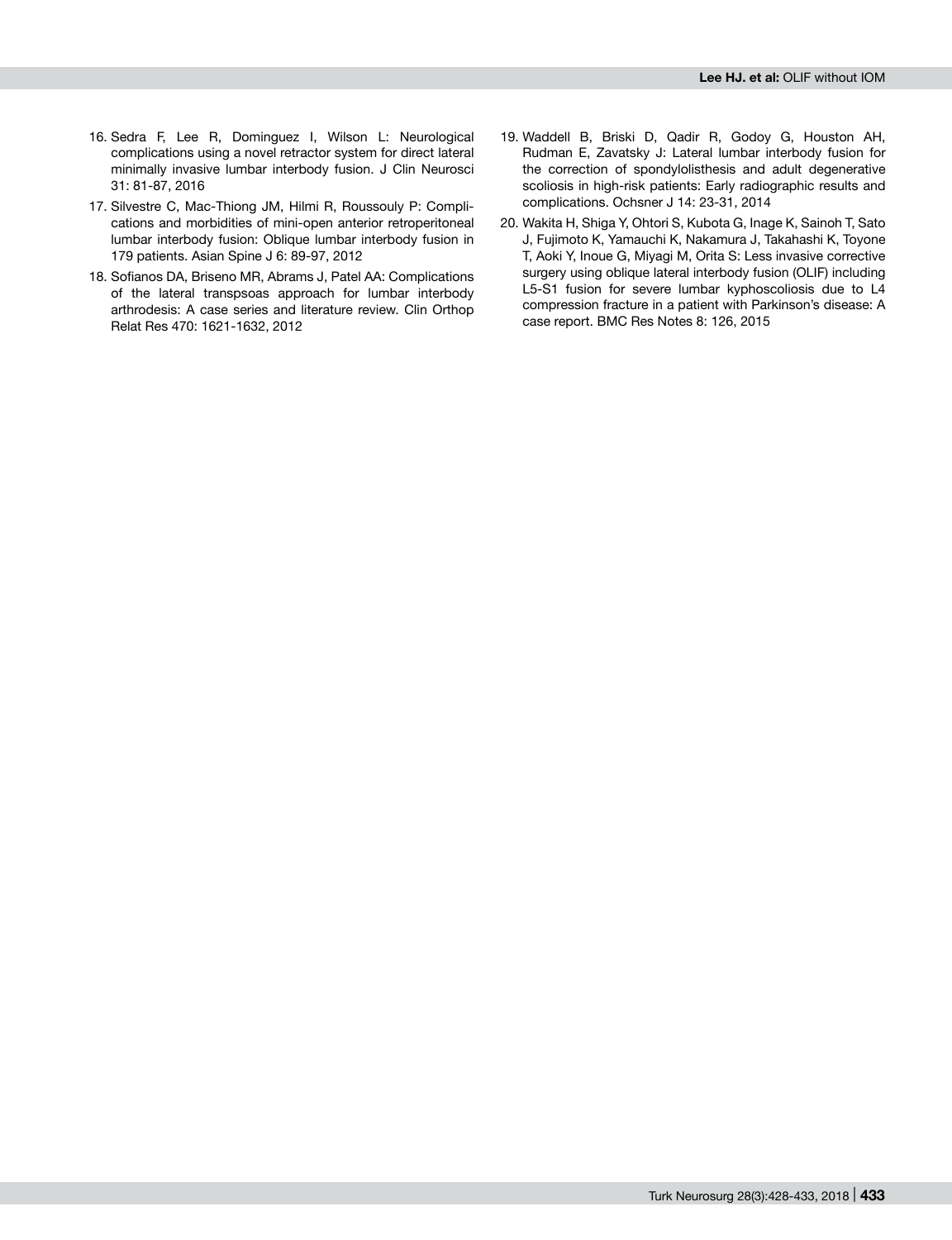16. Sedra F, Lee R, Dominguez I, Wilson L: Neurological complications using a novel retractor system for direct lateral minimally invasive lumbar interbody fusion. J Clin Neurosci 31: 81-87, 2016
17. Silvestre C, Mac-Thiong JM, Hilmi R, Roussouly P: Complications and morbidities of mini-open anterior retroperitoneal lumbar interbody fusion: Oblique lumbar interbody fusion in 179 patients. Asian Spine J 6: 89-97, 2012
18. Sofianos DA, Briseno MR, Abrams J, Patel AA: Complications of the lateral transpsoas approach for lumbar interbody arthrodesis: A case series and literature review. Clin Orthop Relat Res 470: 1621-1632, 2012
19. Waddell B, Briski D, Qadir R, Godoy G, Houston AH, Rudman E, Zavatsky J: Lateral lumbar interbody fusion for the correction of spondylolisthesis and adult degenerative scoliosis in high-risk patients: Early radiographic results and complications. Ochsner J 14: 23-31, 2014
20. Wakita H, Shiga Y, Ohtori S, Kubota G, Inage K, Sainoh T, Sato J, Fujimoto K, Yamauchi K, Nakamura J, Takahashi K, Toyone T, Aoki Y, Inoue G, Miyagi M, Orita S: Less invasive corrective surgery using oblique lateral interbody fusion (OLIF) including L5-S1 fusion for severe lumbar kyphoscoliosis due to L4 compression fracture in a patient with Parkinson's disease: A case report. BMC Res Notes 8: 126, 2015